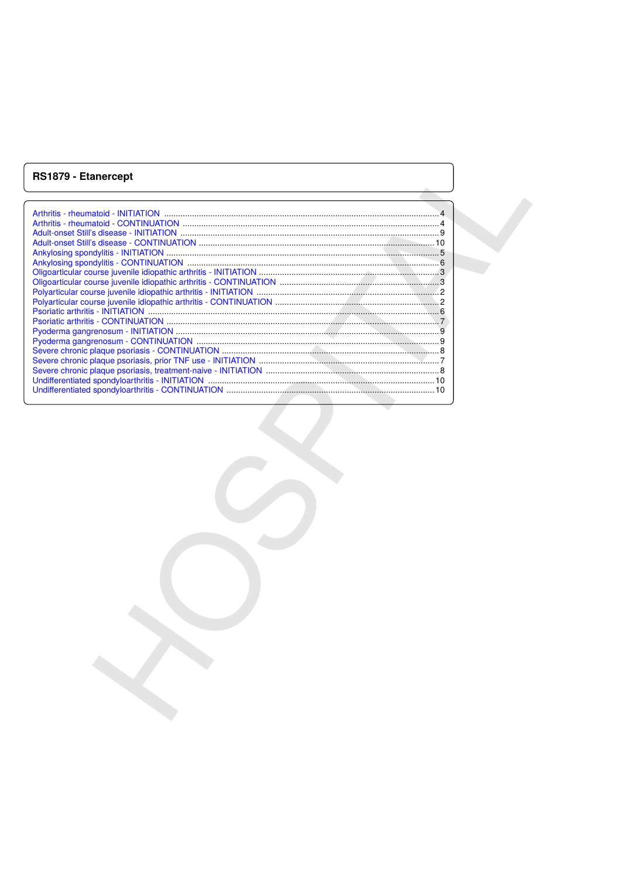# RS1879 - Etanercept

- Arthritis - rheumatoid - INITIATION ............ 4
- Arthritis - rheumatoid - CONTINUATION ............ 4
- Adult-onset Still's disease - INITIATION ............ 9
- Adult-onset Still's disease - CONTINUATION ............ 10
- Ankylosing spondylitis - INITIATION ............ 5
- Ankylosing spondylitis - CONTINUATION ............ 6
- Oligoarticular course juvenile idiopathic arthritis - INITIATION ............ 3
- Oligoarticular course juvenile idiopathic arthritis - CONTINUATION ............ 3
- Polyarticular course juvenile idiopathic arthritis - INITIATION ............ 2
- Polyarticular course juvenile idiopathic arthritis - CONTINUATION ............ 2
- Psoriatic arthritis - INITIATION ............ 6
- Psoriatic arthritis - CONTINUATION ............ 7
- Pyoderma gangrenosum - INITIATION ............ 9
- Pyoderma gangrenosum - CONTINUATION ............ 9
- Severe chronic plaque psoriasis - CONTINUATION ............ 8
- Severe chronic plaque psoriasis, prior TNF use - INITIATION ............ 7
- Severe chronic plaque psoriasis, treatment-naive - INITIATION ............ 8
- Undifferentiated spondyloarthritis - INITIATION ............ 10
- Undifferentiated spondyloarthritis - CONTINUATION ............ 10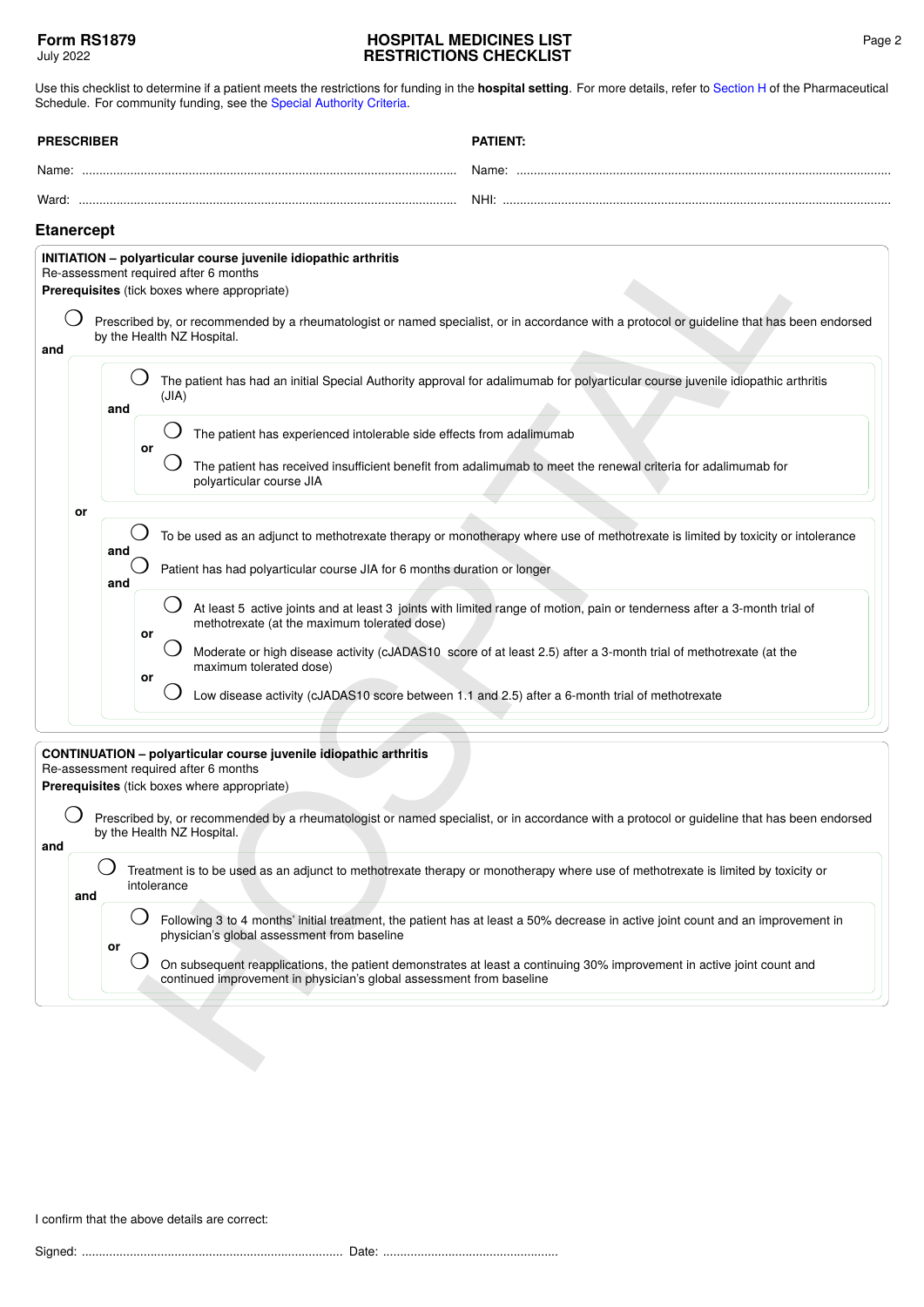**Form RS1879**
July 2022

**HOSPITAL MEDICINES LIST**
**RESTRICTIONS CHECKLIST**

Use this checklist to determine if a patient meets the restrictions for funding in the **hospital setting**. For more details, refer to Section H of the Pharmaceutical Schedule. For community funding, see the Special Authority Criteria.

**PRESCRIBER**

Name: ..........................................................................................................

Ward: ..........................................................................................................

**PATIENT:**

Name: ..........................................................................................................

NHI: ..........................................................................................................

## Etanercept

**INITIATION – polyarticular course juvenile idiopathic arthritis**
Re-assessment required after 6 months
**Prerequisites** (tick boxes where appropriate)

- ❍ Prescribed by, or recommended by a rheumatologist or named specialist, or in accordance with a protocol or guideline that has been endorsed by the Health NZ Hospital.

**and**

- ❍ The patient has had an initial Special Authority approval for adalimumab for polyarticular course juvenile idiopathic arthritis (JIA)

  **and**

  - ❍ The patient has experienced intolerable side effects from adalimumab

    **or**

  - ❍ The patient has received insufficient benefit from adalimumab to meet the renewal criteria for adalimumab for polyarticular course JIA

**or**

- ❍ To be used as an adjunct to methotrexate therapy or monotherapy where use of methotrexate is limited by toxicity or intolerance

  **and**

- ❍ Patient has had polyarticular course JIA for 6 months duration or longer

  **and**

  - ❍ At least 5 active joints and at least 3 joints with limited range of motion, pain or tenderness after a 3-month trial of methotrexate (at the maximum tolerated dose)

    **or**

  - ❍ Moderate or high disease activity (cJADAS10 score of at least 2.5) after a 3-month trial of methotrexate (at the maximum tolerated dose)

    **or**

  - ❍ Low disease activity (cJADAS10 score between 1.1 and 2.5) after a 6-month trial of methotrexate

**CONTINUATION – polyarticular course juvenile idiopathic arthritis**
Re-assessment required after 6 months
**Prerequisites** (tick boxes where appropriate)

- ❍ Prescribed by, or recommended by a rheumatologist or named specialist, or in accordance with a protocol or guideline that has been endorsed by the Health NZ Hospital.

**and**

- ❍ Treatment is to be used as an adjunct to methotrexate therapy or monotherapy where use of methotrexate is limited by toxicity or intolerance

  **and**

  - ❍ Following 3 to 4 months' initial treatment, the patient has at least a 50% decrease in active joint count and an improvement in physician's global assessment from baseline

    **or**

  - ❍ On subsequent reapplications, the patient demonstrates at least a continuing 30% improvement in active joint count and continued improvement in physician's global assessment from baseline

I confirm that the above details are correct:

Signed: ........................................................................... Date: ..................................................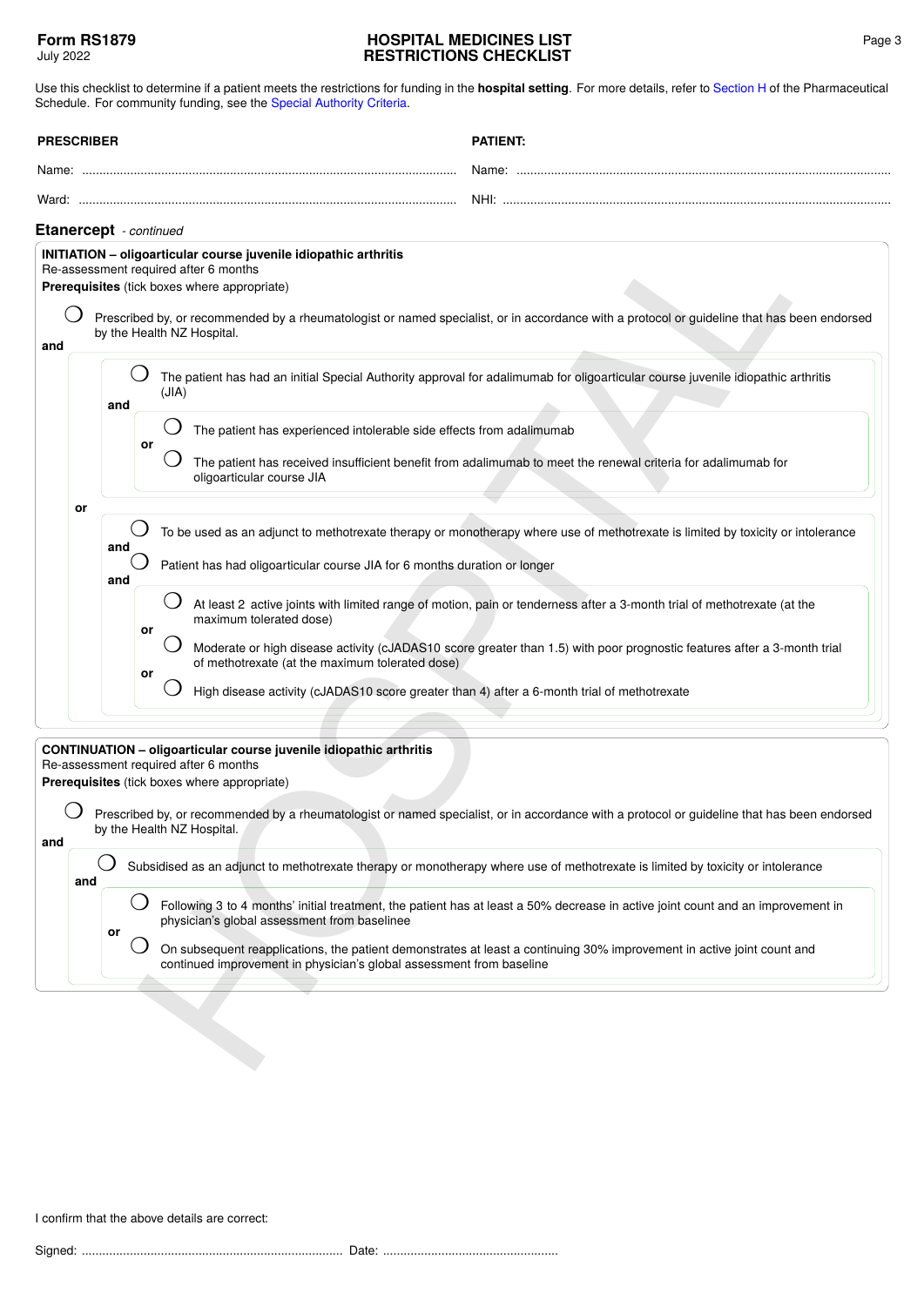**Form RS1879**
July 2022

# HOSPITAL MEDICINES LIST RESTRICTIONS CHECKLIST

Use this checklist to determine if a patient meets the restrictions for funding in the **hospital setting**. For more details, refer to Section H of the Pharmaceutical Schedule. For community funding, see the Special Authority Criteria.

| **PRESCRIBER** | **PATIENT:** |
|---|---|
| Name: ........................................ | Name: ........................................ |
| Ward: ........................................ | NHI: ........................................ |

## Etanercept *- continued*

**INITIATION – oligoarticular course juvenile idiopathic arthritis**
Re-assessment required after 6 months
**Prerequisites** (tick boxes where appropriate)

- ○ Prescribed by, or recommended by a rheumatologist or named specialist, or in accordance with a protocol or guideline that has been endorsed by the Health NZ Hospital.

**and**

- ○ The patient has had an initial Special Authority approval for adalimumab for oligoarticular course juvenile idiopathic arthritis (JIA)

  **and**

  - ○ The patient has experienced intolerable side effects from adalimumab

    **or**

  - ○ The patient has received insufficient benefit from adalimumab to meet the renewal criteria for adalimumab for oligoarticular course JIA

**or**

- ○ To be used as an adjunct to methotrexate therapy or monotherapy where use of methotrexate is limited by toxicity or intolerance

  **and**

- ○ Patient has had oligoarticular course JIA for 6 months duration or longer

  **and**

  - ○ At least 2 active joints with limited range of motion, pain or tenderness after a 3-month trial of methotrexate (at the maximum tolerated dose)

    **or**

  - ○ Moderate or high disease activity (cJADAS10 score greater than 1.5) with poor prognostic features after a 3-month trial of methotrexate (at the maximum tolerated dose)

    **or**

  - ○ High disease activity (cJADAS10 score greater than 4) after a 6-month trial of methotrexate

**CONTINUATION – oligoarticular course juvenile idiopathic arthritis**
Re-assessment required after 6 months
**Prerequisites** (tick boxes where appropriate)

- ○ Prescribed by, or recommended by a rheumatologist or named specialist, or in accordance with a protocol or guideline that has been endorsed by the Health NZ Hospital.

**and**

- ○ Subsidised as an adjunct to methotrexate therapy or monotherapy where use of methotrexate is limited by toxicity or intolerance

  **and**

  - ○ Following 3 to 4 months' initial treatment, the patient has at least a 50% decrease in active joint count and an improvement in physician's global assessment from baseline

    **or**

  - ○ On subsequent reapplications, the patient demonstrates at least a continuing 30% improvement in active joint count and continued improvement in physician's global assessment from baseline

I confirm that the above details are correct:

Signed: ........................................ Date: ........................................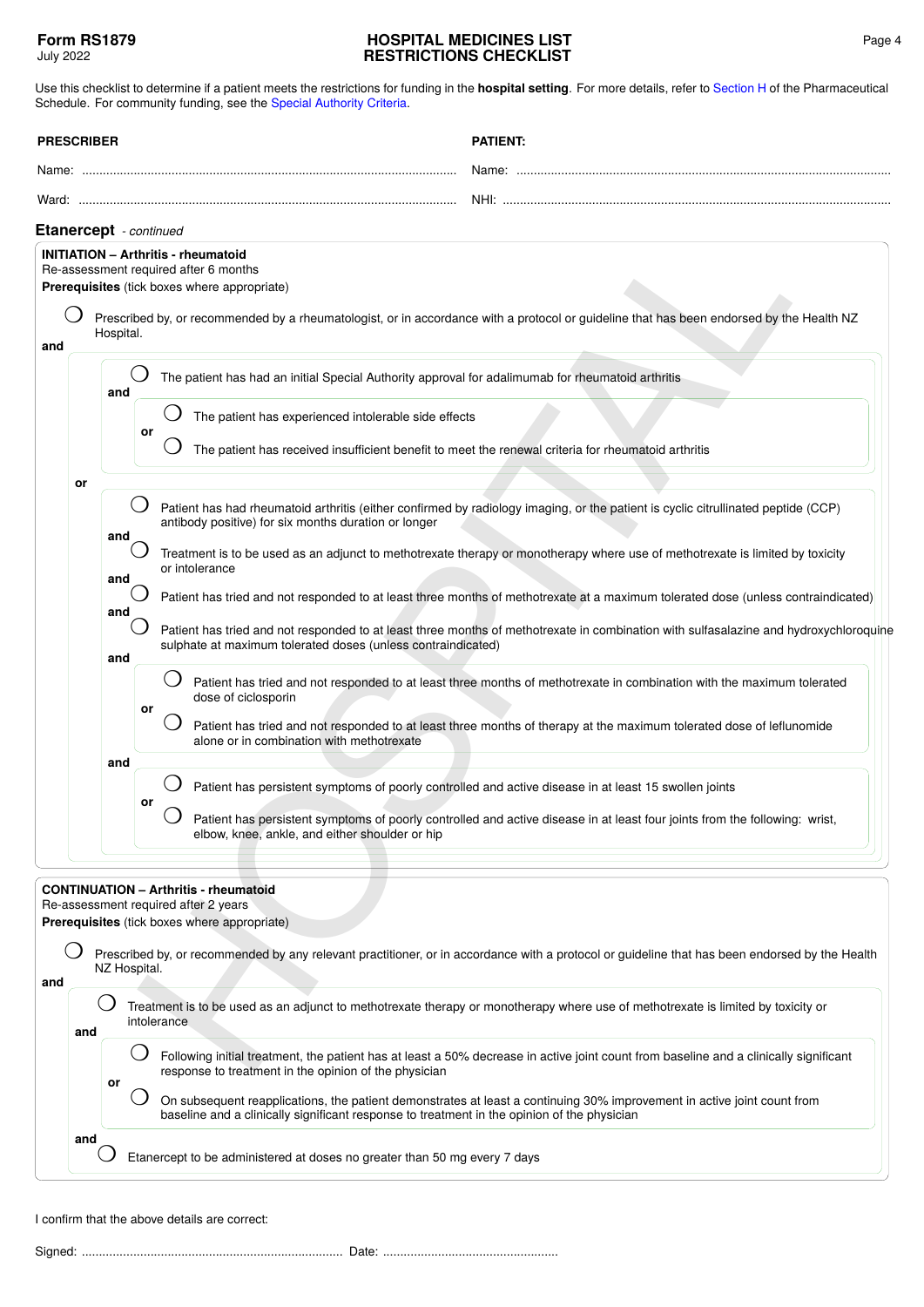**Form RS1879**
July 2022

# HOSPITAL MEDICINES LIST RESTRICTIONS CHECKLIST

Use this checklist to determine if a patient meets the restrictions for funding in the **hospital setting**. For more details, refer to Section H of the Pharmaceutical Schedule. For community funding, see the Special Authority Criteria.

| **PRESCRIBER** | **PATIENT:** |
|---|---|
| Name: ............................................................ | Name: ............................................................ |
| Ward: ............................................................ | NHI: ............................................................ |

## Etanercept *- continued*

### INITIATION – Arthritis - rheumatoid

Re-assessment required after 6 months

**Prerequisites** (tick boxes where appropriate)

- ◯ Prescribed by, or recommended by a rheumatologist, or in accordance with a protocol or guideline that has been endorsed by the Health NZ Hospital.

**and**

- ◯ The patient has had an initial Special Authority approval for adalimumab for rheumatoid arthritis

  **and**

  - ◯ The patient has experienced intolerable side effects

    **or**

  - ◯ The patient has received insufficient benefit to meet the renewal criteria for rheumatoid arthritis

**or**

- ◯ Patient has had rheumatoid arthritis (either confirmed by radiology imaging, or the patient is cyclic citrullinated peptide (CCP) antibody positive) for six months duration or longer

  **and**

- ◯ Treatment is to be used as an adjunct to methotrexate therapy or monotherapy where use of methotrexate is limited by toxicity or intolerance

  **and**

- ◯ Patient has tried and not responded to at least three months of methotrexate at a maximum tolerated dose (unless contraindicated)

  **and**

- ◯ Patient has tried and not responded to at least three months of methotrexate in combination with sulfasalazine and hydroxychloroquine sulphate at maximum tolerated doses (unless contraindicated)

  **and**

  - ◯ Patient has tried and not responded to at least three months of methotrexate in combination with the maximum tolerated dose of ciclosporin

    **or**

  - ◯ Patient has tried and not responded to at least three months of therapy at the maximum tolerated dose of leflunomide alone or in combination with methotrexate

  **and**

  - ◯ Patient has persistent symptoms of poorly controlled and active disease in at least 15 swollen joints

    **or**

  - ◯ Patient has persistent symptoms of poorly controlled and active disease in at least four joints from the following: wrist, elbow, knee, ankle, and either shoulder or hip

### CONTINUATION – Arthritis - rheumatoid

Re-assessment required after 2 years

**Prerequisites** (tick boxes where appropriate)

- ◯ Prescribed by, or recommended by any relevant practitioner, or in accordance with a protocol or guideline that has been endorsed by the Health NZ Hospital.

**and**

- ◯ Treatment is to be used as an adjunct to methotrexate therapy or monotherapy where use of methotrexate is limited by toxicity or intolerance

  **and**

  - ◯ Following initial treatment, the patient has at least a 50% decrease in active joint count from baseline and a clinically significant response to treatment in the opinion of the physician

    **or**

  - ◯ On subsequent reapplications, the patient demonstrates at least a continuing 30% improvement in active joint count from baseline and a clinically significant response to treatment in the opinion of the physician

  **and**

- ◯ Etanercept to be administered at doses no greater than 50 mg every 7 days

I confirm that the above details are correct:

Signed: ............................................................ Date: ..................................................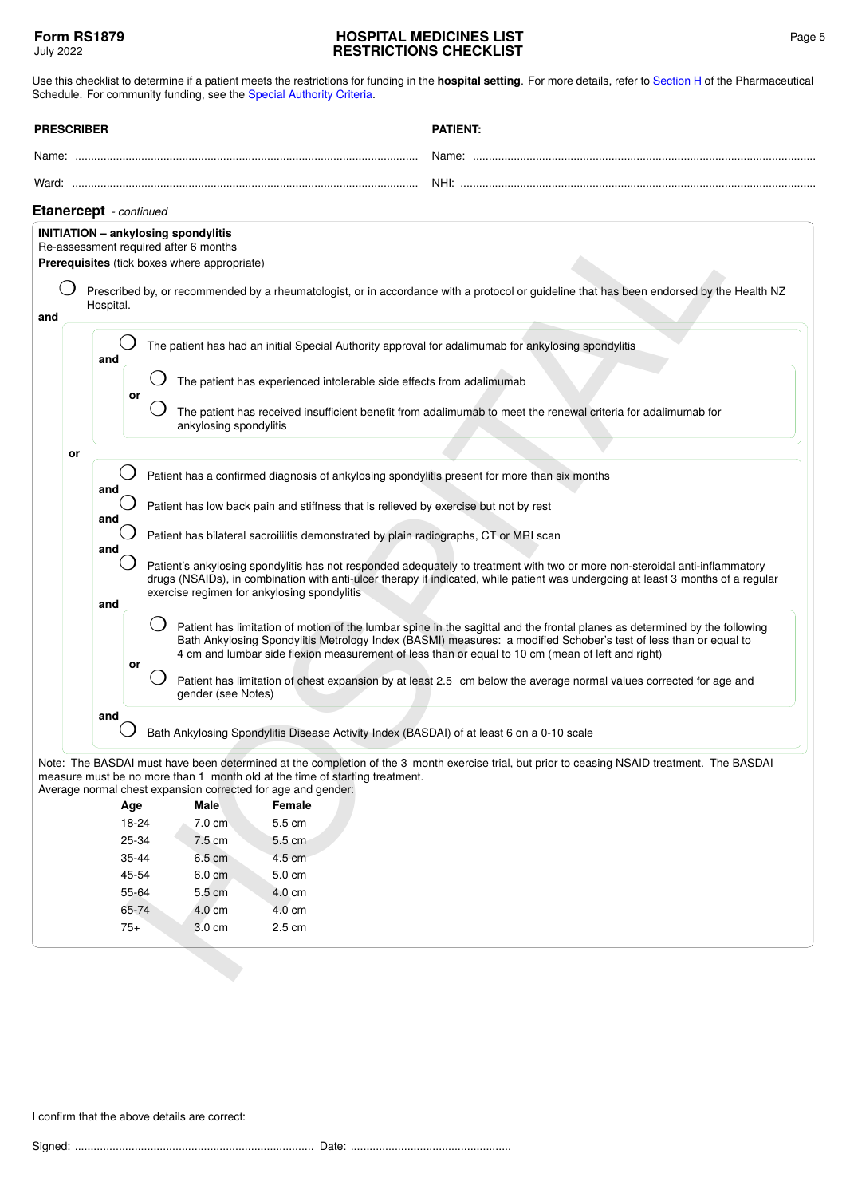Form RS1879
July 2022

# HOSPITAL MEDICINES LIST RESTRICTIONS CHECKLIST

Use this checklist to determine if a patient meets the restrictions for funding in the **hospital setting**. For more details, refer to Section H of the Pharmaceutical Schedule. For community funding, see the Special Authority Criteria.

**PRESCRIBER**

Name: ..............................................

Ward: ..............................................

**PATIENT:**

Name: ..............................................

NHI: ..............................................

## Etanercept *- continued*

**INITIATION – ankylosing spondylitis**
Re-assessment required after 6 months
**Prerequisites** (tick boxes where appropriate)

- ❍ Prescribed by, or recommended by a rheumatologist, or in accordance with a protocol or guideline that has been endorsed by the Health NZ Hospital.

**and**

- ❍ The patient has had an initial Special Authority approval for adalimumab for ankylosing spondylitis
  **and**
  - ❍ The patient has experienced intolerable side effects from adalimumab
    **or**
  - ❍ The patient has received insufficient benefit from adalimumab to meet the renewal criteria for adalimumab for ankylosing spondylitis

**or**

- ❍ Patient has a confirmed diagnosis of ankylosing spondylitis present for more than six months
  **and**
- ❍ Patient has low back pain and stiffness that is relieved by exercise but not by rest
  **and**
- ❍ Patient has bilateral sacroiliitis demonstrated by plain radiographs, CT or MRI scan
  **and**
- ❍ Patient's ankylosing spondylitis has not responded adequately to treatment with two or more non-steroidal anti-inflammatory drugs (NSAIDs), in combination with anti-ulcer therapy if indicated, while patient was undergoing at least 3 months of a regular exercise regimen for ankylosing spondylitis
  **and**
  - ❍ Patient has limitation of motion of the lumbar spine in the sagittal and the frontal planes as determined by the following Bath Ankylosing Spondylitis Metrology Index (BASMI) measures: a modified Schober's test of less than or equal to 4 cm and lumbar side flexion measurement of less than or equal to 10 cm (mean of left and right)
    **or**
  - ❍ Patient has limitation of chest expansion by at least 2.5 cm below the average normal values corrected for age and gender (see Notes)

  **and**
- ❍ Bath Ankylosing Spondylitis Disease Activity Index (BASDAI) of at least 6 on a 0-10 scale

Note: The BASDAI must have been determined at the completion of the 3 month exercise trial, but prior to ceasing NSAID treatment. The BASDAI measure must be no more than 1 month old at the time of starting treatment.
Average normal chest expansion corrected for age and gender:

| Age | Male | Female |
|---|---|---|
| 18-24 | 7.0 cm | 5.5 cm |
| 25-34 | 7.5 cm | 5.5 cm |
| 35-44 | 6.5 cm | 4.5 cm |
| 45-54 | 6.0 cm | 5.0 cm |
| 55-64 | 5.5 cm | 4.0 cm |
| 65-74 | 4.0 cm | 4.0 cm |
| 75+ | 3.0 cm | 2.5 cm |

I confirm that the above details are correct:

Signed: .............................................. Date: ..............................................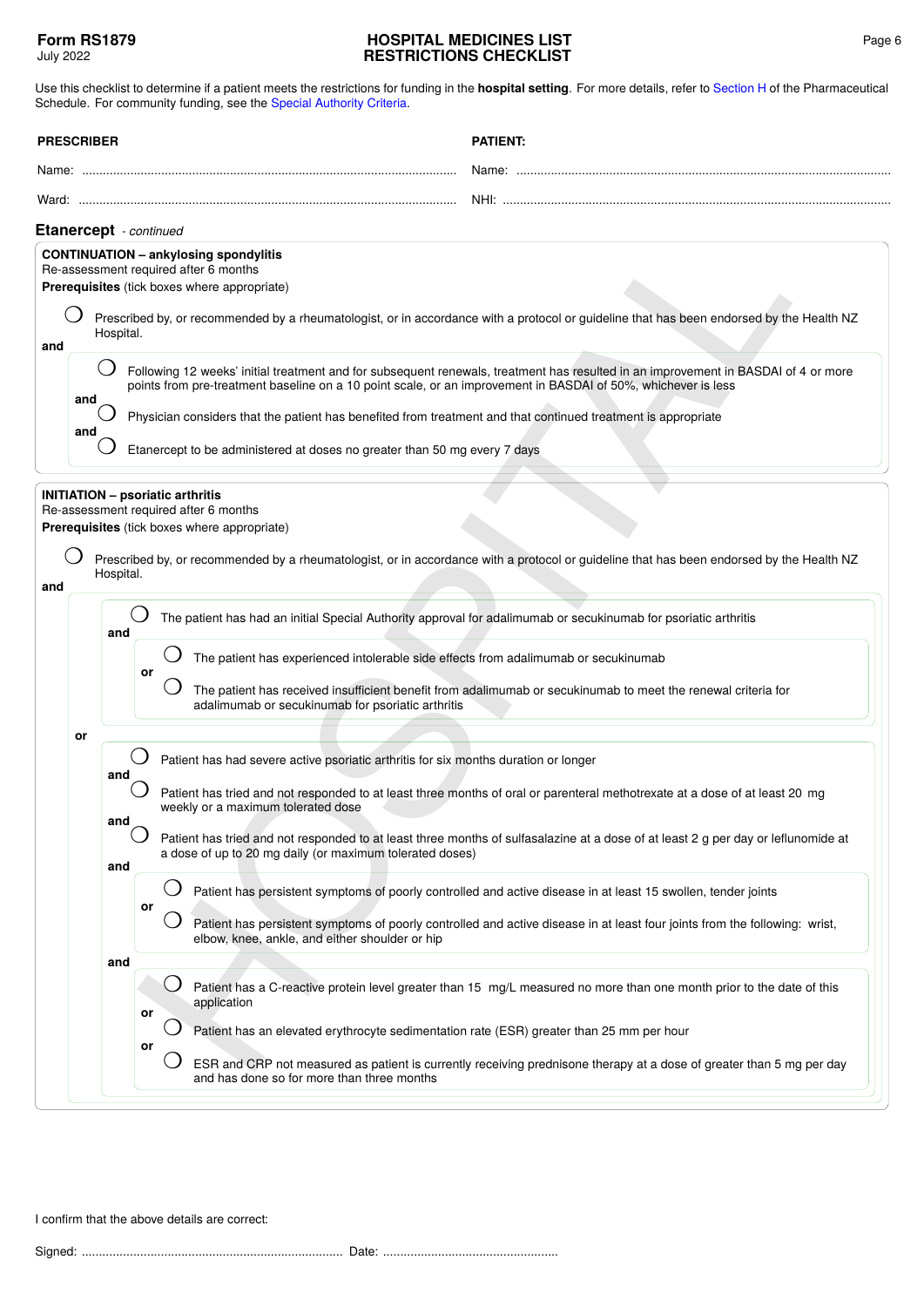**Form RS1879**
July 2022

# HOSPITAL MEDICINES LIST
# RESTRICTIONS CHECKLIST

Use this checklist to determine if a patient meets the restrictions for funding in the **hospital setting**. For more details, refer to Section H of the Pharmaceutical Schedule. For community funding, see the Special Authority Criteria.

| **PRESCRIBER** | **PATIENT:** |
|---|---|
| Name: ........................................ | Name: ........................................ |
| Ward: ........................................ | NHI: ........................................ |

## Etanercept *- continued*

**CONTINUATION – ankylosing spondylitis**
Re-assessment required after 6 months
**Prerequisites** (tick boxes where appropriate)

- ◯ Prescribed by, or recommended by a rheumatologist, or in accordance with a protocol or guideline that has been endorsed by the Health NZ Hospital.

**and**

- ◯ Following 12 weeks' initial treatment and for subsequent renewals, treatment has resulted in an improvement in BASDAI of 4 or more points from pre-treatment baseline on a 10 point scale, or an improvement in BASDAI of 50%, whichever is less
  
  **and**
- ◯ Physician considers that the patient has benefited from treatment and that continued treatment is appropriate
  
  **and**
- ◯ Etanercept to be administered at doses no greater than 50 mg every 7 days

**INITIATION – psoriatic arthritis**
Re-assessment required after 6 months
**Prerequisites** (tick boxes where appropriate)

- ◯ Prescribed by, or recommended by a rheumatologist, or in accordance with a protocol or guideline that has been endorsed by the Health NZ Hospital.

**and**

- ◯ The patient has had an initial Special Authority approval for adalimumab or secukinumab for psoriatic arthritis
  
  **and**
  - ◯ The patient has experienced intolerable side effects from adalimumab or secukinumab
    
    **or**
  - ◯ The patient has received insufficient benefit from adalimumab or secukinumab to meet the renewal criteria for adalimumab or secukinumab for psoriatic arthritis

**or**

- ◯ Patient has had severe active psoriatic arthritis for six months duration or longer
  
  **and**
- ◯ Patient has tried and not responded to at least three months of oral or parenteral methotrexate at a dose of at least 20 mg weekly or a maximum tolerated dose
  
  **and**
- ◯ Patient has tried and not responded to at least three months of sulfasalazine at a dose of at least 2 g per day or leflunomide at a dose of up to 20 mg daily (or maximum tolerated doses)
  
  **and**
  - ◯ Patient has persistent symptoms of poorly controlled and active disease in at least 15 swollen, tender joints
    
    **or**
  - ◯ Patient has persistent symptoms of poorly controlled and active disease in at least four joints from the following: wrist, elbow, knee, ankle, and either shoulder or hip
  
  **and**
  - ◯ Patient has a C-reactive protein level greater than 15 mg/L measured no more than one month prior to the date of this application
    
    **or**
  - ◯ Patient has an elevated erythrocyte sedimentation rate (ESR) greater than 25 mm per hour
    
    **or**
  - ◯ ESR and CRP not measured as patient is currently receiving prednisone therapy at a dose of greater than 5 mg per day and has done so for more than three months

I confirm that the above details are correct:

Signed: ........................................ Date: ........................................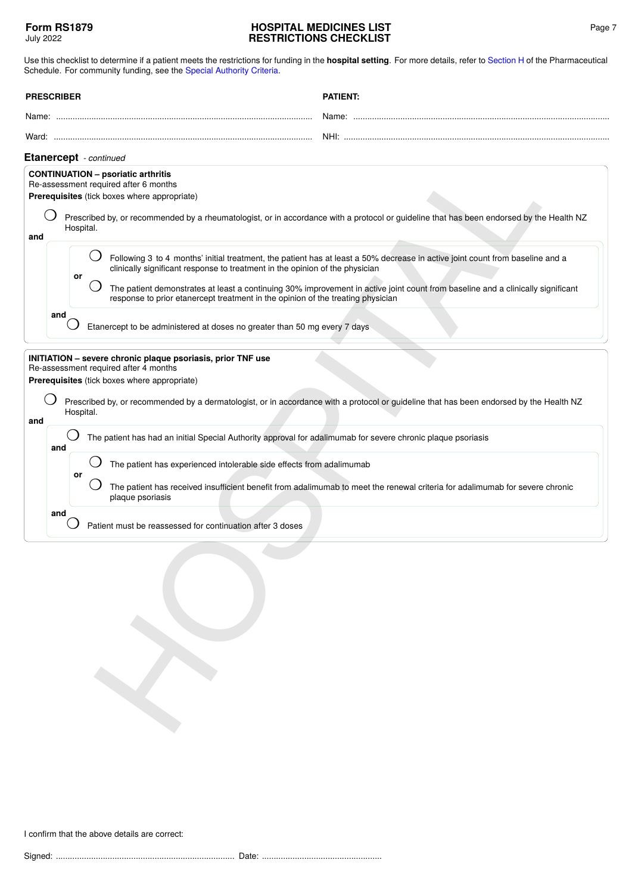Use this checklist to determine if a patient meets the restrictions for funding in the **hospital setting**. For more details, refer to Section H of the Pharmaceutical Schedule. For community funding, see the Special Authority Criteria.

**PRESCRIBER**

Name: ..........................................................................................................

Ward: ..........................................................................................................

**PATIENT:**

Name: ..........................................................................................................

NHI: ..........................................................................................................

## Etanercept *- continued*

### CONTINUATION – psoriatic arthritis

Re-assessment required after 6 months

**Prerequisites** (tick boxes where appropriate)

- ◯ Prescribed by, or recommended by a rheumatologist, or in accordance with a protocol or guideline that has been endorsed by the Health NZ Hospital.

**and**

- ◯ Following 3 to 4 months' initial treatment, the patient has at least a 50% decrease in active joint count from baseline and a clinically significant response to treatment in the opinion of the physician

  **or**

- ◯ The patient demonstrates at least a continuing 30% improvement in active joint count from baseline and a clinically significant response to prior etanercept treatment in the opinion of the treating physician

**and**

- ◯ Etanercept to be administered at doses no greater than 50 mg every 7 days

### INITIATION – severe chronic plaque psoriasis, prior TNF use

Re-assessment required after 4 months

**Prerequisites** (tick boxes where appropriate)

- ◯ Prescribed by, or recommended by a dermatologist, or in accordance with a protocol or guideline that has been endorsed by the Health NZ Hospital.

**and**

- ◯ The patient has had an initial Special Authority approval for adalimumab for severe chronic plaque psoriasis

**and**

- ◯ The patient has experienced intolerable side effects from adalimumab

  **or**

- ◯ The patient has received insufficient benefit from adalimumab to meet the renewal criteria for adalimumab for severe chronic plaque psoriasis

**and**

- ◯ Patient must be reassessed for continuation after 3 doses

I confirm that the above details are correct:

Signed: .......................................................................... Date: ..................................................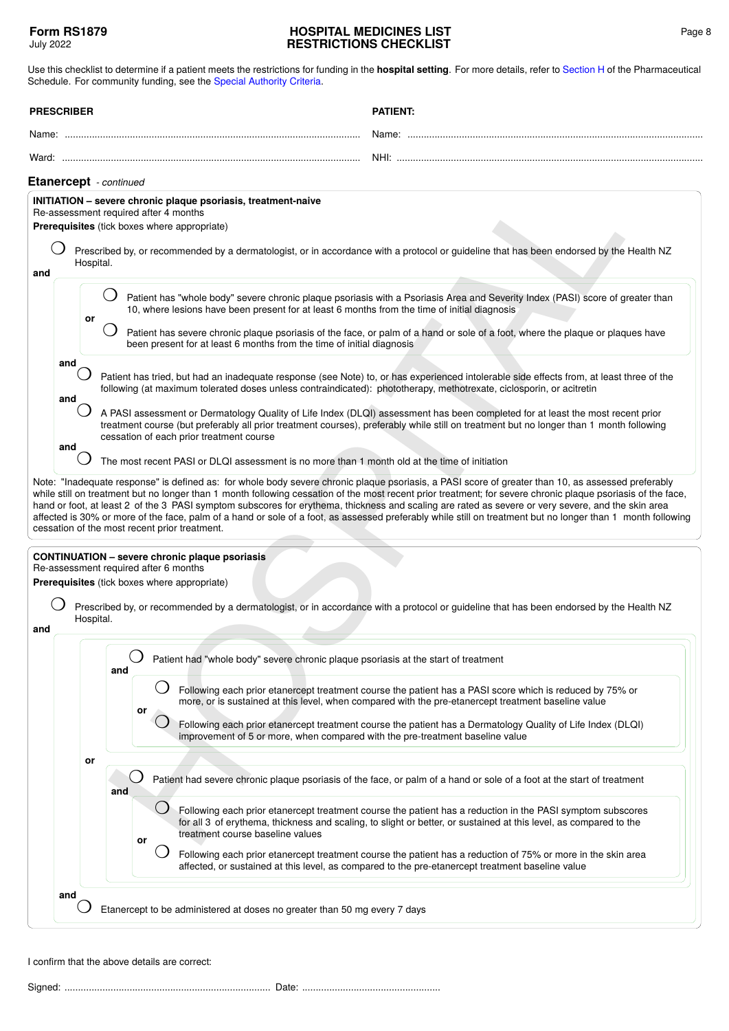**Form RS1879**
July 2022

# HOSPITAL MEDICINES LIST
# RESTRICTIONS CHECKLIST

Use this checklist to determine if a patient meets the restrictions for funding in the **hospital setting**. For more details, refer to Section H of the Pharmaceutical Schedule. For community funding, see the Special Authority Criteria.

| **PRESCRIBER** | **PATIENT:** |
|---|---|
| Name: ............................................................ | Name: ............................................................ |
| Ward: ............................................................ | NHI: ............................................................ |

## Etanercept *- continued*

**INITIATION – severe chronic plaque psoriasis, treatment-naive**
Re-assessment required after 4 months
**Prerequisites** (tick boxes where appropriate)

- ❍ Prescribed by, or recommended by a dermatologist, or in accordance with a protocol or guideline that has been endorsed by the Health NZ Hospital.

**and**

- ❍ Patient has "whole body" severe chronic plaque psoriasis with a Psoriasis Area and Severity Index (PASI) score of greater than 10, where lesions have been present for at least 6 months from the time of initial diagnosis

  **or**

- ❍ Patient has severe chronic plaque psoriasis of the face, or palm of a hand or sole of a foot, where the plaque or plaques have been present for at least 6 months from the time of initial diagnosis

**and**

- ❍ Patient has tried, but had an inadequate response (see Note) to, or has experienced intolerable side effects from, at least three of the following (at maximum tolerated doses unless contraindicated): phototherapy, methotrexate, ciclosporin, or acitretin

**and**

- ❍ A PASI assessment or Dermatology Quality of Life Index (DLQI) assessment has been completed for at least the most recent prior treatment course (but preferably all prior treatment courses), preferably while still on treatment but no longer than 1 month following cessation of each prior treatment course

**and**

- ❍ The most recent PASI or DLQI assessment is no more than 1 month old at the time of initiation

Note: "Inadequate response" is defined as: for whole body severe chronic plaque psoriasis, a PASI score of greater than 10, as assessed preferably while still on treatment but no longer than 1 month following cessation of the most recent prior treatment; for severe chronic plaque psoriasis of the face, hand or foot, at least 2 of the 3 PASI symptom subscores for erythema, thickness and scaling are rated as severe or very severe, and the skin area affected is 30% or more of the face, palm of a hand or sole of a foot, as assessed preferably while still on treatment but no longer than 1 month following cessation of the most recent prior treatment.

**CONTINUATION – severe chronic plaque psoriasis**
Re-assessment required after 6 months
**Prerequisites** (tick boxes where appropriate)

- ❍ Prescribed by, or recommended by a dermatologist, or in accordance with a protocol or guideline that has been endorsed by the Health NZ Hospital.

**and**

- ❍ Patient had "whole body" severe chronic plaque psoriasis at the start of treatment

  **and**

  - ❍ Following each prior etanercept treatment course the patient has a PASI score which is reduced by 75% or more, or is sustained at this level, when compared with the pre-etanercept treatment baseline value

    **or**

  - ❍ Following each prior etanercept treatment course the patient has a Dermatology Quality of Life Index (DLQI) improvement of 5 or more, when compared with the pre-treatment baseline value

**or**

- ❍ Patient had severe chronic plaque psoriasis of the face, or palm of a hand or sole of a foot at the start of treatment

  **and**

  - ❍ Following each prior etanercept treatment course the patient has a reduction in the PASI symptom subscores for all 3 of erythema, thickness and scaling, to slight or better, or sustained at this level, as compared to the treatment course baseline values

    **or**

  - ❍ Following each prior etanercept treatment course the patient has a reduction of 75% or more in the skin area affected, or sustained at this level, as compared to the pre-etanercept treatment baseline value

**and**

- ❍ Etanercept to be administered at doses no greater than 50 mg every 7 days

I confirm that the above details are correct:

Signed: ............................................................ Date: ..................................................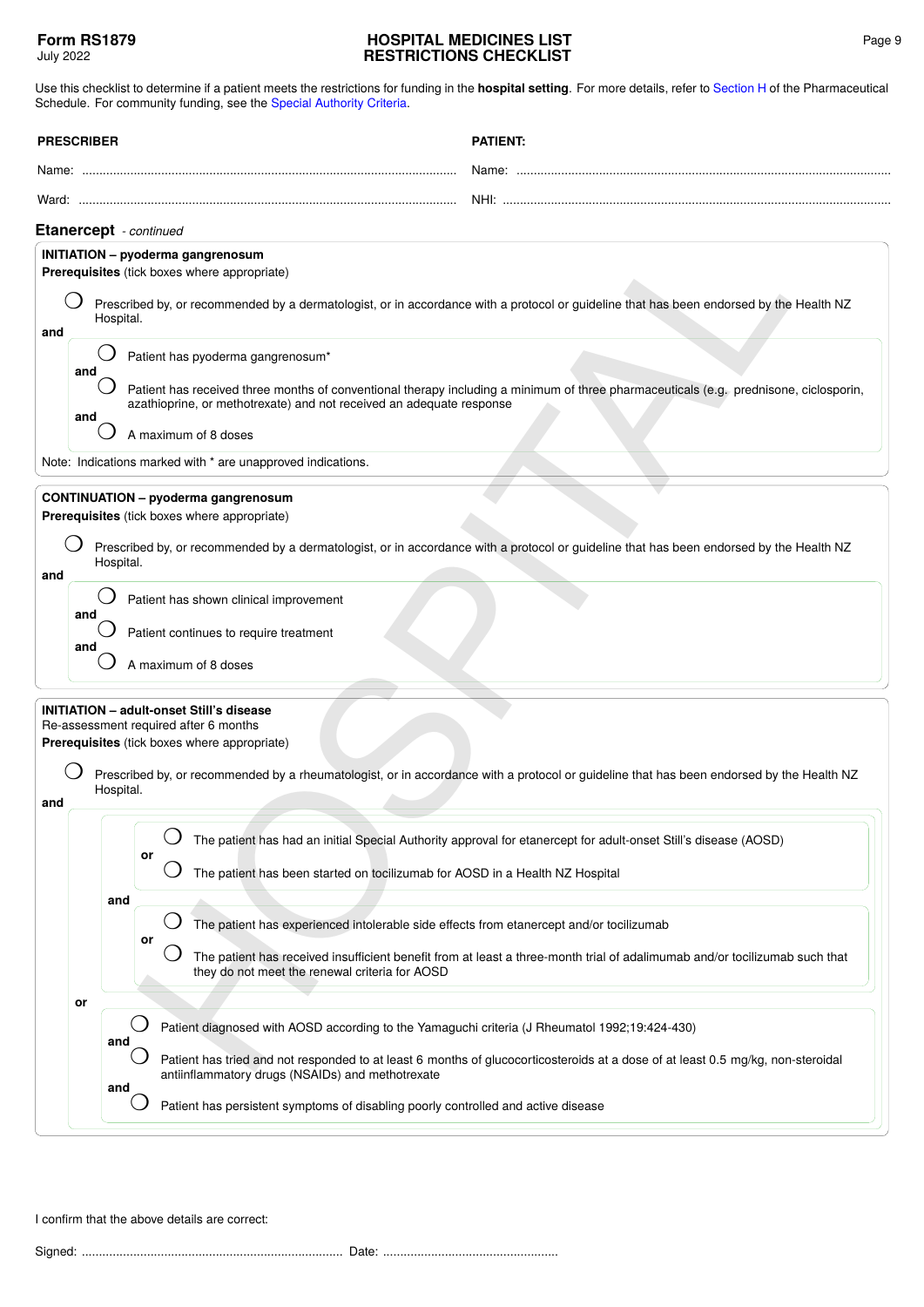Form RS1879
July 2022

# HOSPITAL MEDICINES LIST RESTRICTIONS CHECKLIST

Use this checklist to determine if a patient meets the restrictions for funding in the **hospital setting**. For more details, refer to Section H of the Pharmaceutical Schedule. For community funding, see the Special Authority Criteria.

**PRESCRIBER**

Name: ...............................................................................................................

Ward: ...............................................................................................................

**PATIENT:**

Name: ...............................................................................................................

NHI: ...............................................................................................................

## Etanercept *- continued*

**INITIATION – pyoderma gangrenosum**
**Prerequisites** (tick boxes where appropriate)

- ◯ Prescribed by, or recommended by a dermatologist, or in accordance with a protocol or guideline that has been endorsed by the Health NZ Hospital.

**and**

- ◯ Patient has pyoderma gangrenosum*

  **and**

- ◯ Patient has received three months of conventional therapy including a minimum of three pharmaceuticals (e.g. prednisone, ciclosporin, azathioprine, or methotrexate) and not received an adequate response

  **and**

- ◯ A maximum of 8 doses

Note: Indications marked with * are unapproved indications.

**CONTINUATION – pyoderma gangrenosum**
**Prerequisites** (tick boxes where appropriate)

- ◯ Prescribed by, or recommended by a dermatologist, or in accordance with a protocol or guideline that has been endorsed by the Health NZ Hospital.

**and**

- ◯ Patient has shown clinical improvement

  **and**

- ◯ Patient continues to require treatment

  **and**

- ◯ A maximum of 8 doses

**INITIATION – adult-onset Still's disease**
Re-assessment required after 6 months
**Prerequisites** (tick boxes where appropriate)

- ◯ Prescribed by, or recommended by a rheumatologist, or in accordance with a protocol or guideline that has been endorsed by the Health NZ Hospital.

**and**

- ◯ The patient has had an initial Special Authority approval for etanercept for adult-onset Still's disease (AOSD)

  **or**

- ◯ The patient has been started on tocilizumab for AOSD in a Health NZ Hospital

  **and**

- ◯ The patient has experienced intolerable side effects from etanercept and/or tocilizumab

  **or**

- ◯ The patient has received insufficient benefit from at least a three-month trial of adalimumab and/or tocilizumab such that they do not meet the renewal criteria for AOSD

**or**

- ◯ Patient diagnosed with AOSD according to the Yamaguchi criteria (J Rheumatol 1992;19:424-430)

  **and**

- ◯ Patient has tried and not responded to at least 6 months of glucocorticosteroids at a dose of at least 0.5 mg/kg, non-steroidal antiinflammatory drugs (NSAIDs) and methotrexate

  **and**

- ◯ Patient has persistent symptoms of disabling poorly controlled and active disease

I confirm that the above details are correct:

Signed: ........................................................................... Date: ..................................................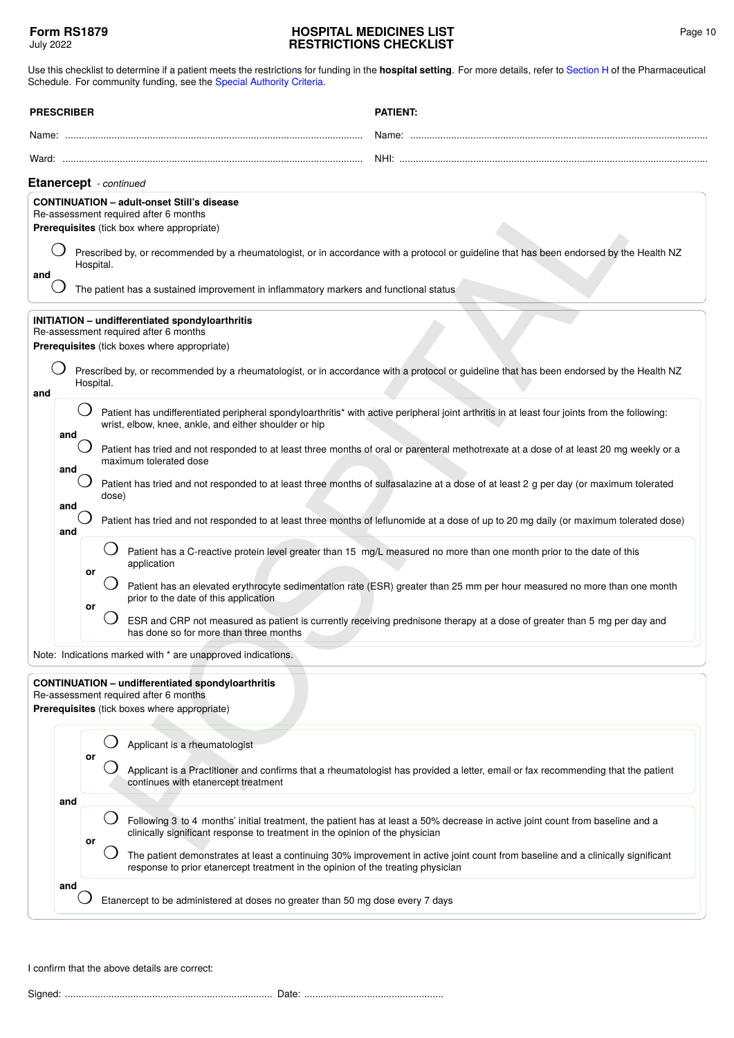**Form RS1879**
July 2022

# HOSPITAL MEDICINES LIST RESTRICTIONS CHECKLIST

Use this checklist to determine if a patient meets the restrictions for funding in the **hospital setting**. For more details, refer to Section H of the Pharmaceutical Schedule. For community funding, see the Special Authority Criteria.

**PRESCRIBER**

Name: ..............................................................

Ward: ..............................................................

**PATIENT:**

Name: ..............................................................

NHI: ..............................................................

## Etanercept *- continued*

### CONTINUATION – adult-onset Still's disease

Re-assessment required after 6 months

**Prerequisites** (tick box where appropriate)

- ◯ Prescribed by, or recommended by a rheumatologist, or in accordance with a protocol or guideline that has been endorsed by the Health NZ Hospital.

**and**

- ◯ The patient has a sustained improvement in inflammatory markers and functional status

### INITIATION – undifferentiated spondyloarthritis

Re-assessment required after 6 months

**Prerequisites** (tick boxes where appropriate)

- ◯ Prescribed by, or recommended by a rheumatologist, or in accordance with a protocol or guideline that has been endorsed by the Health NZ Hospital.

**and**

- ◯ Patient has undifferentiated peripheral spondyloarthritis* with active peripheral joint arthritis in at least four joints from the following: wrist, elbow, knee, ankle, and either shoulder or hip

  **and**

- ◯ Patient has tried and not responded to at least three months of oral or parenteral methotrexate at a dose of at least 20 mg weekly or a maximum tolerated dose

  **and**

- ◯ Patient has tried and not responded to at least three months of sulfasalazine at a dose of at least 2 g per day (or maximum tolerated dose)

  **and**

- ◯ Patient has tried and not responded to at least three months of leflunomide at a dose of up to 20 mg daily (or maximum tolerated dose)

  **and**

  - ◯ Patient has a C-reactive protein level greater than 15 mg/L measured no more than one month prior to the date of this application

    **or**

  - ◯ Patient has an elevated erythrocyte sedimentation rate (ESR) greater than 25 mm per hour measured no more than one month prior to the date of this application

    **or**

  - ◯ ESR and CRP not measured as patient is currently receiving prednisone therapy at a dose of greater than 5 mg per day and has done so for more than three months

Note: Indications marked with * are unapproved indications.

### CONTINUATION – undifferentiated spondyloarthritis

Re-assessment required after 6 months

**Prerequisites** (tick boxes where appropriate)

- ◯ Applicant is a rheumatologist

  **or**

- ◯ Applicant is a Practitioner and confirms that a rheumatologist has provided a letter, email or fax recommending that the patient continues with etanercept treatment

**and**

- ◯ Following 3 to 4 months' initial treatment, the patient has at least a 50% decrease in active joint count from baseline and a clinically significant response to treatment in the opinion of the physician

  **or**

- ◯ The patient demonstrates at least a continuing 30% improvement in active joint count from baseline and a clinically significant response to prior etanercept treatment in the opinion of the treating physician

**and**

- ◯ Etanercept to be administered at doses no greater than 50 mg dose every 7 days

I confirm that the above details are correct:

Signed: .............................................................. Date: ..............................................